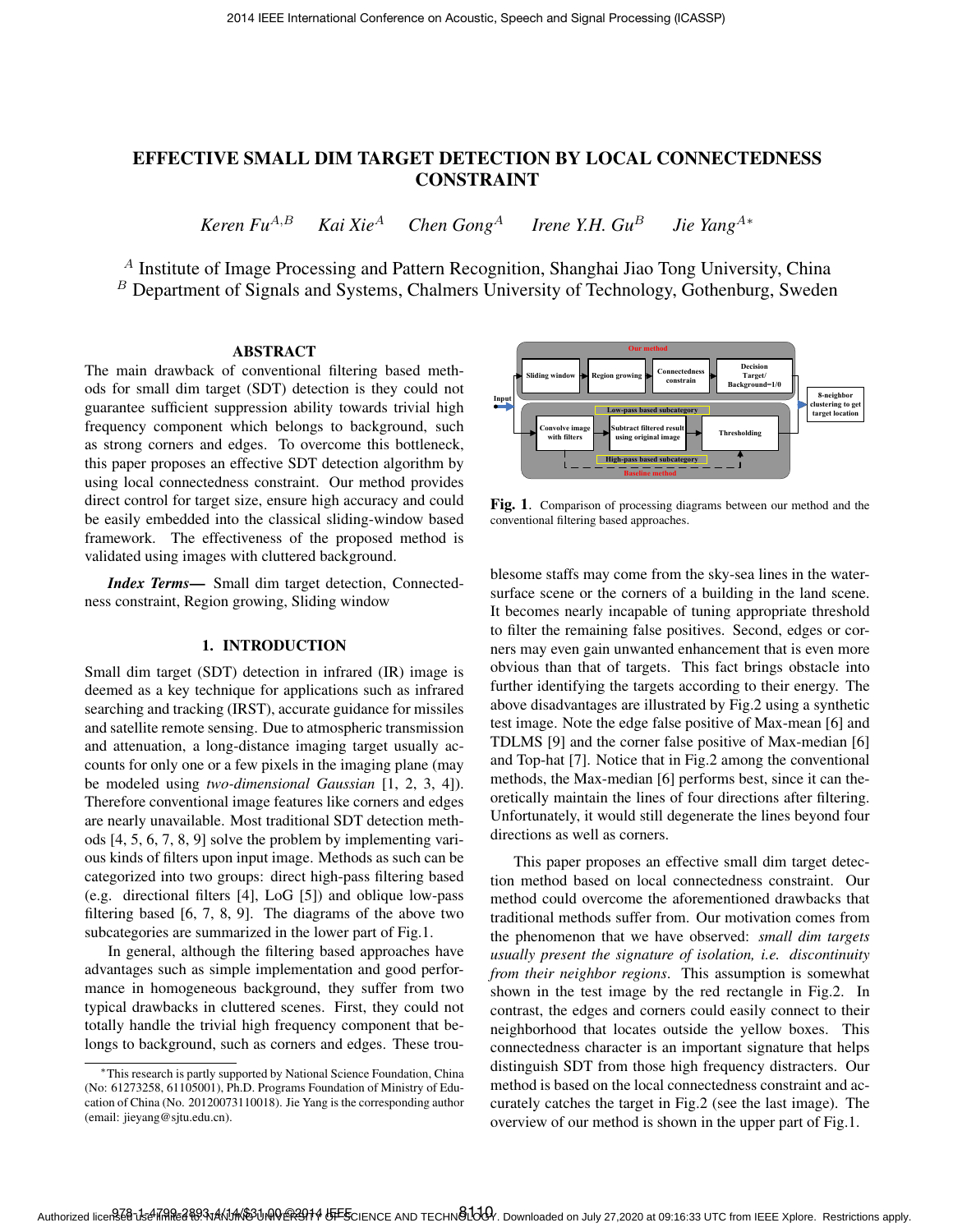# EFFECTIVE SMALL DIM TARGET DETECTION BY LOCAL CONNECTEDNESS CONSTRAINT

*Keren Fu*[A,B] *Kai Xie*[A] *Chen Gong*[A] *Irene Y.H. Gu*[B] *Jie Yang*[A∗]

[A] Institute of Image Processing and Pattern Recognition, Shanghai Jiao Tong University, China
[B] Department of Signals and Systems, Chalmers University of Technology, Gothenburg, Sweden

## ABSTRACT

The main drawback of conventional filtering based methods for small dim target (SDT) detection is they could not guarantee sufficient suppression ability towards trivial high frequency component which belongs to background, such as strong corners and edges. To overcome this bottleneck, this paper proposes an effective SDT detection algorithm by using local connectedness constraint. Our method provides direct control for target size, ensure high accuracy and could be easily embedded into the classical sliding-window based framework. The effectiveness of the proposed method is validated using images with cluttered background.

***Index Terms—*** Small dim target detection, Connectedness constraint, Region growing, Sliding window

## 1. INTRODUCTION

Small dim target (SDT) detection in infrared (IR) image is deemed as a key technique for applications such as infrared searching and tracking (IRST), accurate guidance for missiles and satellite remote sensing. Due to atmospheric transmission and attenuation, a long-distance imaging target usually accounts for only one or a few pixels in the imaging plane (may be modeled using *two-dimensional Gaussian* [1, 2, 3, 4]). Therefore conventional image features like corners and edges are nearly unavailable. Most traditional SDT detection methods [4, 5, 6, 7, 8, 9] solve the problem by implementing various kinds of filters upon input image. Methods as such can be categorized into two groups: direct high-pass filtering based (e.g. directional filters [4], LoG [5]) and oblique low-pass filtering based [6, 7, 8, 9]. The diagrams of the above two subcategories are summarized in the lower part of Fig.1.

In general, although the filtering based approaches have advantages such as simple implementation and good performance in homogeneous background, they suffer from two typical drawbacks in cluttered scenes. First, they could not totally handle the trivial high frequency component that belongs to background, such as corners and edges. These troublesome staffs may come from the sky-sea lines in the water-surface scene or the corners of a building in the land scene. It becomes nearly incapable of tuning appropriate threshold to filter the remaining false positives. Second, edges or corners may even gain unwanted enhancement that is even more obvious than that of targets. This fact brings obstacle into further identifying the targets according to their energy. The above disadvantages are illustrated by Fig.2 using a synthetic test image. Note the edge false positive of Max-mean [6] and TDLMS [9] and the corner false positive of Max-median [6] and Top-hat [7]. Notice that in Fig.2 among the conventional methods, the Max-median [6] performs best, since it can theoretically maintain the lines of four directions after filtering. Unfortunately, it would still degenerate the lines beyond four directions as well as corners.

Our method

Sliding window

Region growing

Connectedness constrain

Decision Target/ Background=1/0

Input

8-neighbor clustering to get target location

Low-pass based subcategory

Convolve image with filters

Subtract filtered result using original image

Thresholding

High-pass based subcategory

Baseline method

**Fig. 1**. Comparison of processing diagrams between our method and the conventional filtering based approaches.

This paper proposes an effective small dim target detection method based on local connectedness constraint. Our method could overcome the aforementioned drawbacks that traditional methods suffer from. Our motivation comes from the phenomenon that we have observed: *small dim targets usually present the signature of isolation, i.e. discontinuity from their neighbor regions*. This assumption is somewhat shown in the test image by the red rectangle in Fig.2. In contrast, the edges and corners could easily connect to their neighborhood that locates outside the yellow boxes. This connectedness character is an important signature that helps distinguish SDT from those high frequency distracters. Our method is based on the local connectedness constraint and accurately catches the target in Fig.2 (see the last image). The overview of our method is shown in the upper part of Fig.1.

∗This research is partly supported by National Science Foundation, China (No: 61273258, 61105001), Ph.D. Programs Foundation of Ministry of Education of China (No. 20120073110018). Jie Yang is the corresponding author (email: jieyang@sjtu.edu.cn).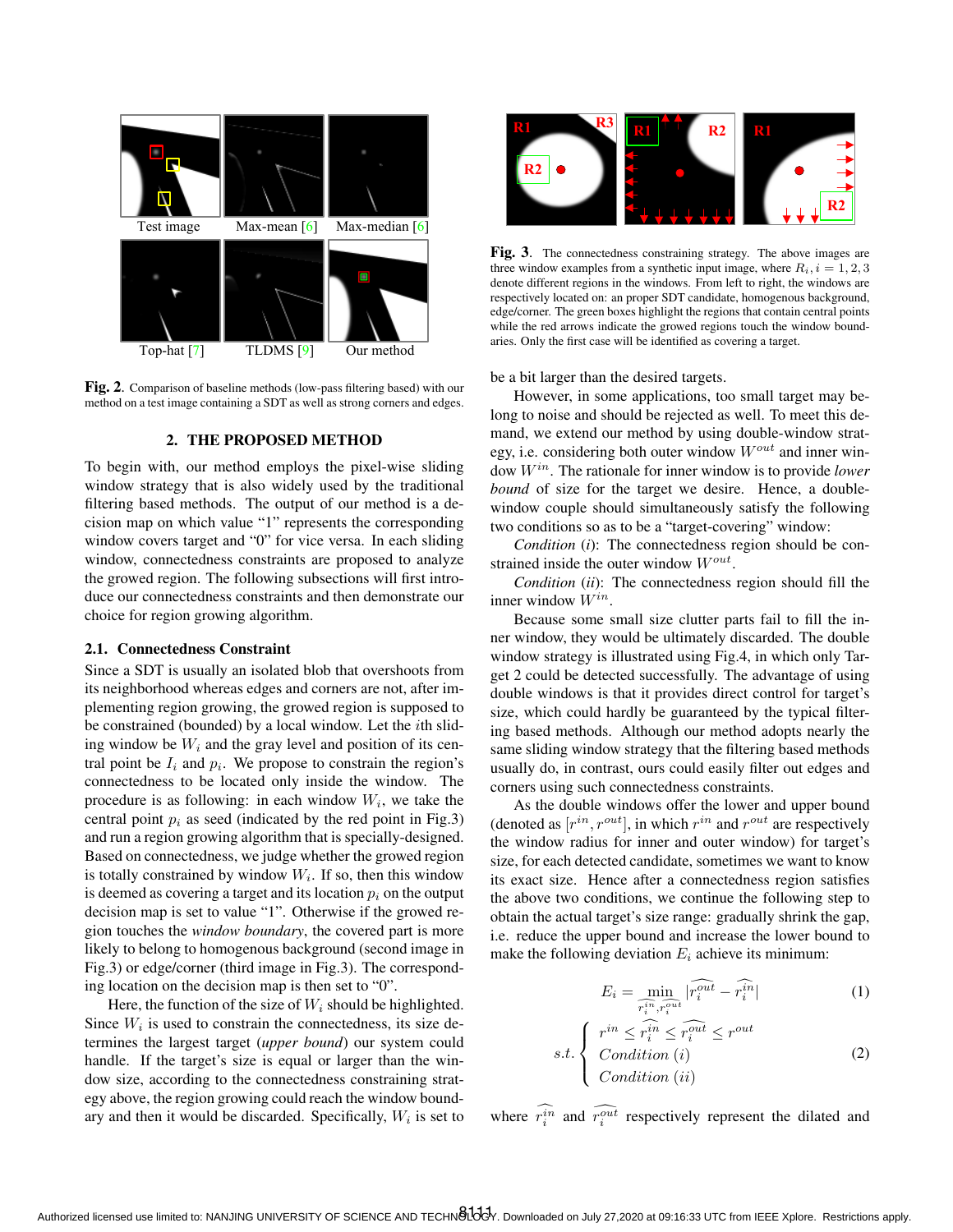Test image | Max-mean [6] | Max-median [6]

Top-hat [7] | TLDMS [9] | Our method

**Fig. 2**. Comparison of baseline methods (low-pass filtering based) with our method on a test image containing a SDT as well as strong corners and edges.

## 2. THE PROPOSED METHOD

To begin with, our method employs the pixel-wise sliding window strategy that is also widely used by the traditional filtering based methods. The output of our method is a decision map on which value "1" represents the corresponding window covers target and "0" for vice versa. In each sliding window, connectedness constraints are proposed to analyze the growed region. The following subsections will first introduce our connectedness constraints and then demonstrate our choice for region growing algorithm.

### 2.1. Connectedness Constraint

Since a SDT is usually an isolated blob that overshoots from its neighborhood whereas edges and corners are not, after implementing region growing, the growed region is supposed to be constrained (bounded) by a local window. Let the $i$th sliding window be $W_i$ and the gray level and position of its central point be $I_i$ and $p_i$. We propose to constrain the region's connectedness to be located only inside the window. The procedure is as following: in each window $W_i$, we take the central point $p_i$ as seed (indicated by the red point in Fig.3) and run a region growing algorithm that is specially-designed. Based on the connectedness, we judge whether the growed region is totally constrained by window $W_i$. If so, then this window is deemed as covering a target and its location $p_i$ on the output decision map is set to value "1". Otherwise if the growed region touches the *window boundary*, the covered part is more likely to belong to homogenous background (second image in Fig.3) or edge/corner (third image in Fig.3). The corresponding location on the decision map is then set to "0".

Here, the function of the size of $W_i$ should be highlighted. Since $W_i$ is used to constrain the connectedness, its size determines the largest target (*upper bound*) our system could handle. If the target's size is equal or larger than the window size, according to the connectedness constraining strategy above, the region growing could reach the window boundary and then it would be discarded. Specifically, $W_i$ is set to be a bit larger than the desired targets.

R1 R3 R2 | R1 R2 | R1 R2

**Fig. 3**. The connectedness constraining strategy. The above images are three window examples from a synthetic input image, where $R_i, i = 1, 2, 3$ denote different regions in the windows. From left to right, the windows are respectively located on: an proper SDT candidate, homogenous background, edge/corner. The green boxes highlight the regions that contain central points while the red arrows indicate the growed regions touch the window boundaries. Only the first case will be identified as covering a target.

However, in some applications, too small target may belong to noise and should be rejected as well. To meet this demand, we extend our method by using double-window strategy, i.e. considering both outer window $W^{out}$ and inner window $W^{in}$. The rationale for inner window is to provide *lower bound* of size for the target we desire. Hence, a double-window couple should simultaneously satisfy the following two conditions so as to be a "target-covering" window:

*Condition* (*i*): The connectedness region should be constrained inside the outer window $W^{out}$.

*Condition* (*ii*): The connectedness region should fill the inner window $W^{in}$.

Because some small size clutter parts fail to fill the inner window, they would be ultimately discarded. The double window strategy is illustrated using Fig.4, in which only Target 2 could be detected successfully. The advantage of using double windows is that it provides direct control for target's size, which could hardly be guaranteed by the typical filtering based methods. Although our method adopts nearly the same sliding window strategy that the filtering based methods usually do, in contrast, ours could easily filter out edges and corners using such connectedness constraints.

As the double windows offer the lower and upper bound (denoted as $[r^{in}, r^{out}]$, in which $r^{in}$ and $r^{out}$ are respectively the window radius for inner and outer window) for target's size, for each detected candidate, sometimes we want to know its exact size. Hence after a connectedness region satisfies the above two conditions, we continue the following step to obtain the actual target's size range: gradually shrink the gap, i.e. reduce the upper bound and increase the lower bound to make the following deviation $E_i$ achieve its minimum:

$$E_i = \min_{\widehat{r_i^{in}}, \widehat{r_i^{out}}} |\widehat{r_i^{out}} - \widehat{r_i^{in}}| \tag{1}$$

$$s.t. \begin{cases} r^{in} \le \widehat{r_i^{in}} \le \widehat{r_i^{out}} \le r^{out} \\ Condition\ (i) \\ Condition\ (ii) \end{cases} \tag{2}$$

where $\widehat{r_i^{in}}$ and $\widehat{r_i^{out}}$ respectively represent the dilated and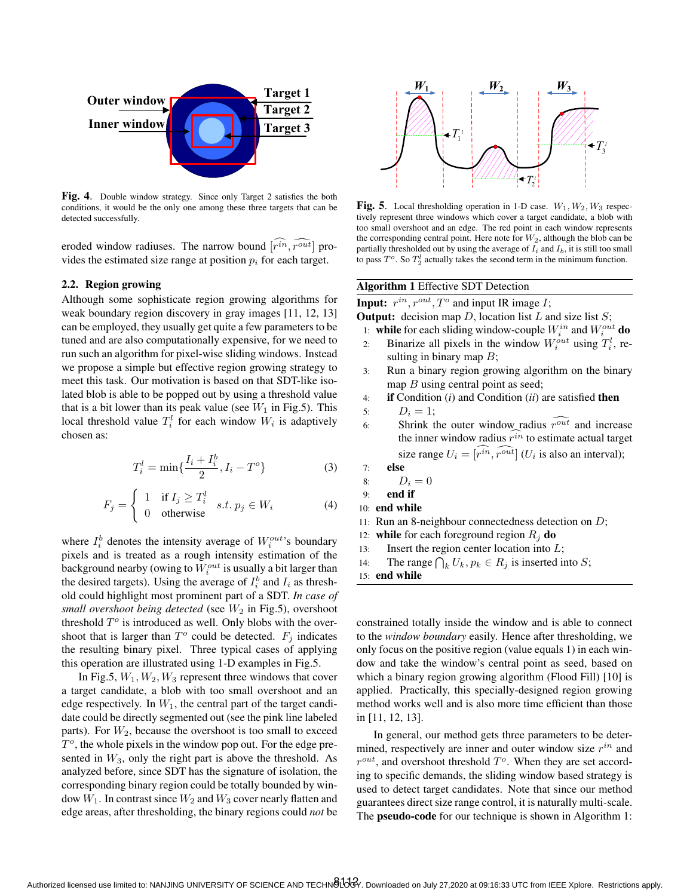Outer window

Inner window

Target 1

Target 2

Target 3

**Fig. 4**. Double window strategy. Since only Target 2 satisfies the both conditions, it would be the only one among these three targets that can be detected successfully.

eroded window radiuses. The narrow bound $[\widehat{r^{in}}, \widehat{r^{out}}]$ provides the estimated size range at position $p_i$ for each target.

### 2.2. Region growing

Although some sophisticate region growing algorithms for weak boundary region discovery in gray images [11, 12, 13] can be employed, they usually get quite a few parameters to be tuned and are also computationally expensive, for we need to run such an algorithm for pixel-wise sliding windows. Instead we propose a simple but effective region growing strategy to meet this task. Our motivation is based on that SDT-like isolated blob is able to be popped out by using a threshold value that is a bit lower than its peak value (see $W_1$ in Fig.5). This local threshold value $T_i^l$ for each window $W_i$ is adaptively chosen as:

$$T_i^l = \min\{\frac{I_i + I_i^b}{2}, I_i - T^o\} \tag{3}$$

$$F_j = \begin{cases} 1 & \text{if } I_j \geq T_i^l \\ 0 & \text{otherwise} \end{cases} \quad s.t.\ p_j \in W_i \tag{4}$$

where $I_i^b$ denotes the intensity average of $W_i^{out}$'s boundary pixels and is treated as a rough intensity estimation of the background nearby (owing to $W_i^{out}$ is usually a bit larger than the desired targets). Using the average of $I_i^b$ and $I_i$ as threshold could highlight most prominent part of a SDT. *In case of small overshoot being detected* (see $W_2$ in Fig.5), overshoot threshold $T^o$ is introduced as well. Only blobs with the overshoot that is larger than $T^o$ could be detected. $F_j$ indicates the resulting binary pixel. Three typical cases of applying this operation are illustrated using 1-D examples in Fig.5.

In Fig.5, $W_1, W_2, W_3$ represent three windows that cover a target candidate, a blob with too small overshoot and an edge respectively. In $W_1$, the central part of the target candidate could be directly segmented out (see the pink line labeled parts). For $W_2$, because the overshoot is too small to exceed $T^o$, the whole pixels in the window pop out. For the edge presented in $W_3$, only the right part is above the threshold. As analyzed before, since SDT has the signature of isolation, the corresponding binary region could be totally bounded by window $W_1$. In contrast since $W_2$ and $W_3$ cover nearly flatten and edge areas, after thresholding, the binary regions could *not* be constrained totally inside the window and is able to connect to the *window boundary* easily. Hence after thresholding, we only focus on the positive region (value equals 1) in each window and take the window's central point as seed, based on which a binary region growing algorithm (Flood Fill) [10] is applied. Practically, this specially-designed region growing method works well and is also more time efficient than those in [11, 12, 13].

$W_1$ $W_2$ $W_3$ $T_1^l$ $T_2^l$ $T_3^l$

**Fig. 5**. Local thresholding operation in 1-D case. $W_1, W_2, W_3$ respectively represent three windows which cover a target candidate, a blob with too small overshoot and an edge. The red point in each window represents the corresponding central point. Here note for $W_2$, although the blob can be partially thresholded out by using the average of $I_i$ and $I_b$, it is still too small to pass $T^o$. So $T_2^l$ actually takes the second term in the minimum function.

**Algorithm 1** Effective SDT Detection

**Input:** $r^{in}, r^{out}, T^o$ and input IR image $I$;
**Output:** decision map $D$, location list $L$ and size list $S$;

```
1:  while for each sliding window-couple W_i^in and W_i^out do
2:      Binarize all pixels in the window W_i^out using T_i^l, resulting in binary map B;
3:      Run a binary region growing algorithm on the binary map B using central point as seed;
4:      if Condition (i) and Condition (ii) are satisfied then
5:          D_i = 1;
6:          Shrink the outer window radius r̂^out and increase the inner window radius r̂^in to estimate actual target size range U_i = [r̂^in, r̂^out] (U_i is also an interval);
7:      else
8:          D_i = 0
9:      end if
10: end while
11: Run an 8-neighbour connectedness detection on D;
12: while for each foreground region R_j do
13:     Insert the region center location into L;
14:     The range ∩_k U_k, p_k ∈ R_j is inserted into S;
15: end while
```

In general, our method gets three parameters to be determined, respectively are inner and outer window size $r^{in}$ and $r^{out}$, and overshoot threshold $T^o$. When they are set according to specific demands, the sliding window based strategy is used to detect target candidates. Note that since our method guarantees direct size range control, it is naturally multi-scale. The **pseudo-code** for our technique is shown in Algorithm 1: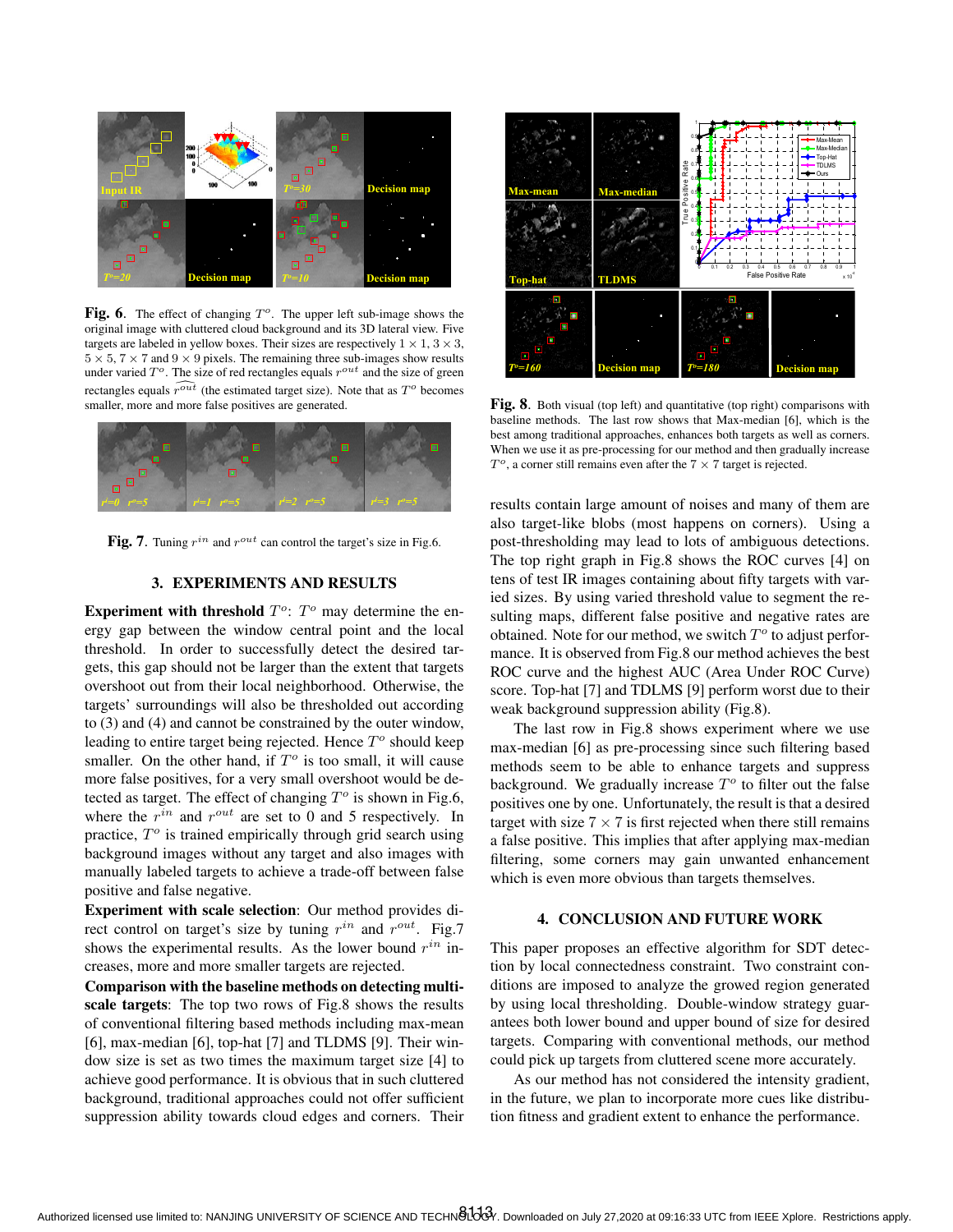**Fig. 6**. The effect of changing $T^o$. The upper left sub-image shows the original image with cluttered cloud background and its 3D lateral view. Five targets are labeled in yellow boxes. Their sizes are respectively $1 \times 1$, $3 \times 3$, $5 \times 5$, $7 \times 7$ and $9 \times 9$ pixels. The remaining three sub-images show results under varied $T^o$. The size of red rectangles equals $r^{out}$ and the size of green rectangles equals $\widehat{r^{out}}$ (the estimated target size). Note that as $T^o$ becomes smaller, more and more false positives are generated.

**Fig. 7**. Tuning $r^{in}$ and $r^{out}$ can control the target's size in Fig.6.

## 3. EXPERIMENTS AND RESULTS

**Experiment with threshold** $T^o$: $T^o$ may determine the energy gap between the window central point and the local threshold. In order to successfully detect the desired targets, this gap should not be larger than the extent that targets overshoot out from their local neighborhood. Otherwise, the targets' surroundings will also be thresholded out according to (3) and (4) and cannot be constrained by the outer window, leading to entire target being rejected. Hence $T^o$ should keep smaller. On the other hand, if $T^o$ is too small, it will cause more false positives, for a very small overshoot would be detected as target. The effect of changing $T^o$ is shown in Fig.6, where the $r^{in}$ and $r^{out}$ are set to 0 and 5 respectively. In practice, $T^o$ is trained empirically through grid search using background images without any target and also images with manually labeled targets to achieve a trade-off between false positive and false negative.

**Experiment with scale selection**: Our method provides direct control on target's size by tuning $r^{in}$ and $r^{out}$. Fig.7 shows the experimental results. As the lower bound $r^{in}$ increases, more and more smaller targets are rejected.

**Comparison with the baseline methods on detecting multi-scale targets**: The top two rows of Fig.8 shows the results of conventional filtering based methods including max-mean [6], max-median [6], top-hat [7] and TLDMS [9]. Their window size is set as two times the maximum target size [4] to achieve good performance. It is obvious that in such cluttered background, traditional approaches could not offer sufficient suppression ability towards cloud edges and corners. Their results contain large amount of noises and many of them are also target-like blobs (most happens on corners). Using a post-thresholding may lead to lots of ambiguous detections. The top right graph in Fig.8 shows the ROC curves [4] on tens of test IR images containing about fifty targets with varied sizes. By using varied threshold value to segment the resulting maps, different false positive and negative rates are obtained. Note for our method, we switch $T^o$ to adjust performance. It is observed from Fig.8 our method achieves the best ROC curve and the highest AUC (Area Under ROC Curve) score. Top-hat [7] and TDLMS [9] perform worst due to their weak background suppression ability (Fig.8).

The last row in Fig.8 shows experiment where we use max-median [6] as pre-processing since such filtering based methods seem to be able to enhance targets and suppress background. We gradually increase $T^o$ to filter out the false positives one by one. Unfortunately, the result is that a desired target with size $7 \times 7$ is first rejected when there still remains a false positive. This implies that after applying max-median filtering, some corners may gain unwanted enhancement which is even more obvious than targets themselves.

**Fig. 8**. Both visual (top left) and quantitative (top right) comparisons with baseline methods. The last row shows that Max-median [6], which is the best among traditional approaches, enhances both targets as well as corners. When we use it as pre-processing for our method and then gradually increase $T^o$, a corner still remains even after the $7 \times 7$ target is rejected.

## 4. CONCLUSION AND FUTURE WORK

This paper proposes an effective algorithm for SDT detection by local connectedness constraint. Two constraint conditions are imposed to analyze the growed region generated by using local thresholding. Double-window strategy guarantees both lower bound and upper bound of size for desired targets. Comparing with conventional methods, our method could pick up targets from cluttered scene more accurately.

As our method has not considered the intensity gradient, in the future, we plan to incorporate more cues like distribution fitness and gradient extent to enhance the performance.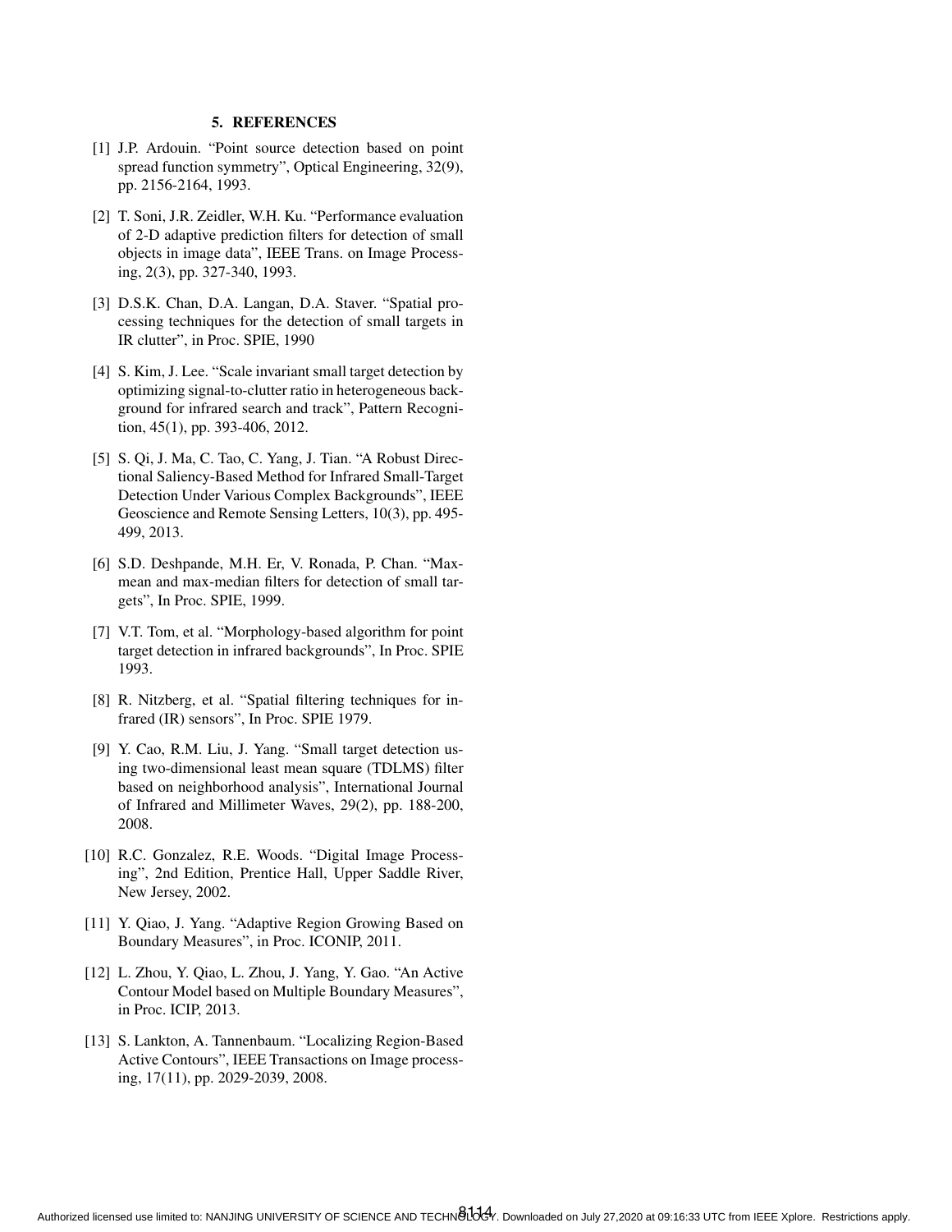## 5. REFERENCES

[1] J.P. Ardouin. "Point source detection based on point spread function symmetry", Optical Engineering, 32(9), pp. 2156-2164, 1993.

[2] T. Soni, J.R. Zeidler, W.H. Ku. "Performance evaluation of 2-D adaptive prediction filters for detection of small objects in image data", IEEE Trans. on Image Processing, 2(3), pp. 327-340, 1993.

[3] D.S.K. Chan, D.A. Langan, D.A. Staver. "Spatial processing techniques for the detection of small targets in IR clutter", in Proc. SPIE, 1990

[4] S. Kim, J. Lee. "Scale invariant small target detection by optimizing signal-to-clutter ratio in heterogeneous background for infrared search and track", Pattern Recognition, 45(1), pp. 393-406, 2012.

[5] S. Qi, J. Ma, C. Tao, C. Yang, J. Tian. "A Robust Directional Saliency-Based Method for Infrared Small-Target Detection Under Various Complex Backgrounds", IEEE Geoscience and Remote Sensing Letters, 10(3), pp. 495-499, 2013.

[6] S.D. Deshpande, M.H. Er, V. Ronada, P. Chan. "Max-mean and max-median filters for detection of small targets", In Proc. SPIE, 1999.

[7] V.T. Tom, et al. "Morphology-based algorithm for point target detection in infrared backgrounds", In Proc. SPIE 1993.

[8] R. Nitzberg, et al. "Spatial filtering techniques for infrared (IR) sensors", In Proc. SPIE 1979.

[9] Y. Cao, R.M. Liu, J. Yang. "Small target detection using two-dimensional least mean square (TDLMS) filter based on neighborhood analysis", International Journal of Infrared and Millimeter Waves, 29(2), pp. 188-200, 2008.

[10] R.C. Gonzalez, R.E. Woods. "Digital Image Processing", 2nd Edition, Prentice Hall, Upper Saddle River, New Jersey, 2002.

[11] Y. Qiao, J. Yang. "Adaptive Region Growing Based on Boundary Measures", in Proc. ICONIP, 2011.

[12] L. Zhou, Y. Qiao, L. Zhou, J. Yang, Y. Gao. "An Active Contour Model based on Multiple Boundary Measures", in Proc. ICIP, 2013.

[13] S. Lankton, A. Tannenbaum. "Localizing Region-Based Active Contours", IEEE Transactions on Image processing, 17(11), pp. 2029-2039, 2008.